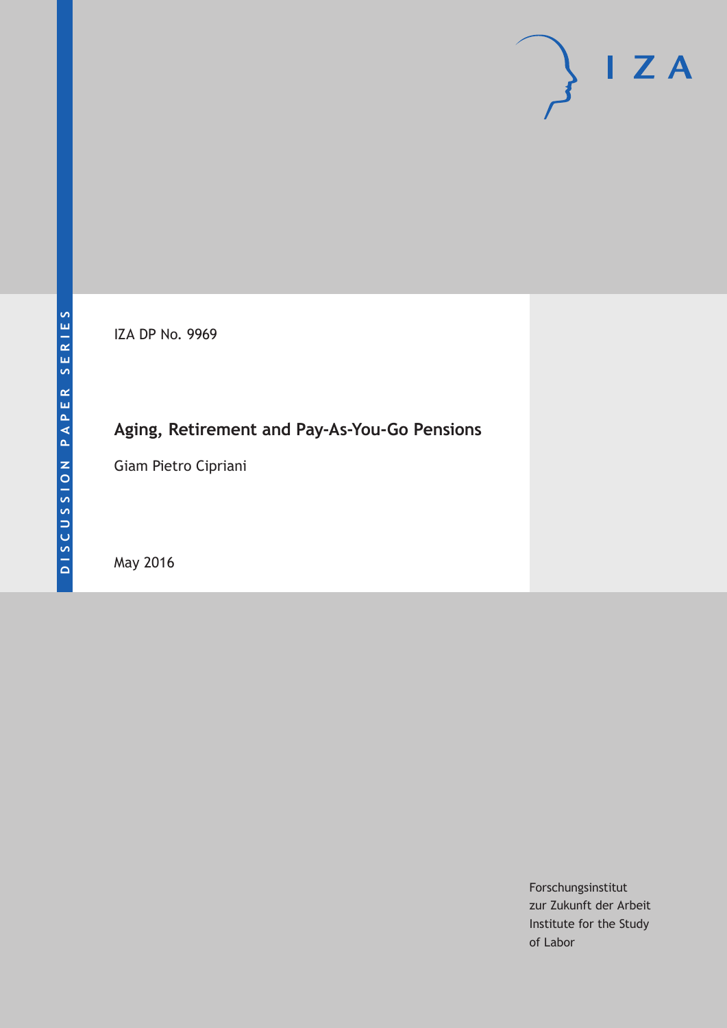DISCUSSION PAPER SERIES

IZA

IZA DP No. 9969

# Aging, Retirement and Pay-As-You-Go Pensions

Giam Pietro Cipriani

May 2016

Forschungsinstitut
zur Zukunft der Arbeit
Institute for the Study
of Labor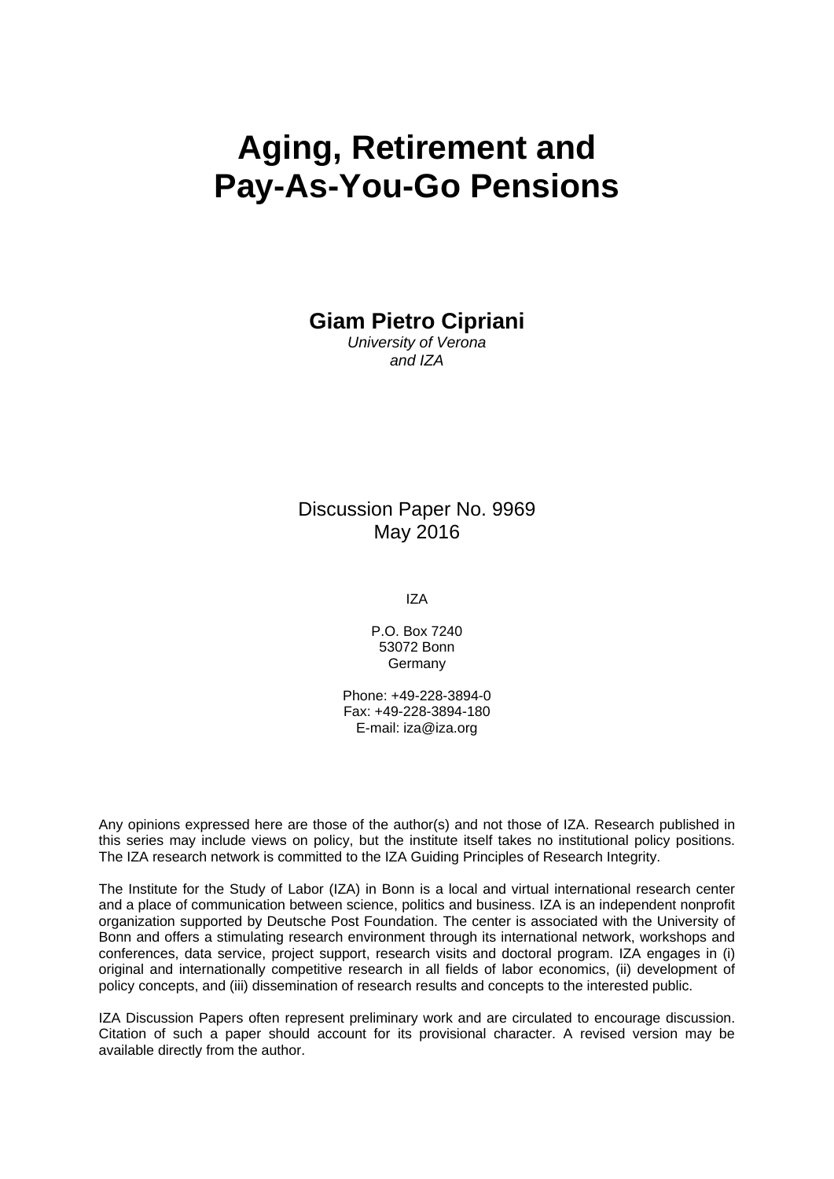# Aging, Retirement and Pay-As-You-Go Pensions

**Giam Pietro Cipriani**
*University of Verona*
*and IZA*

Discussion Paper No. 9969
May 2016

IZA

P.O. Box 7240
53072 Bonn
Germany

Phone: +49-228-3894-0
Fax: +49-228-3894-180
E-mail: iza@iza.org

Any opinions expressed here are those of the author(s) and not those of IZA. Research published in this series may include views on policy, but the institute itself takes no institutional policy positions. The IZA research network is committed to the IZA Guiding Principles of Research Integrity.

The Institute for the Study of Labor (IZA) in Bonn is a local and virtual international research center and a place of communication between science, politics and business. IZA is an independent nonprofit organization supported by Deutsche Post Foundation. The center is associated with the University of Bonn and offers a stimulating research environment through its international network, workshops and conferences, data service, project support, research visits and doctoral program. IZA engages in (i) original and internationally competitive research in all fields of labor economics, (ii) development of policy concepts, and (iii) dissemination of research results and concepts to the interested public.

IZA Discussion Papers often represent preliminary work and are circulated to encourage discussion. Citation of such a paper should account for its provisional character. A revised version may be available directly from the author.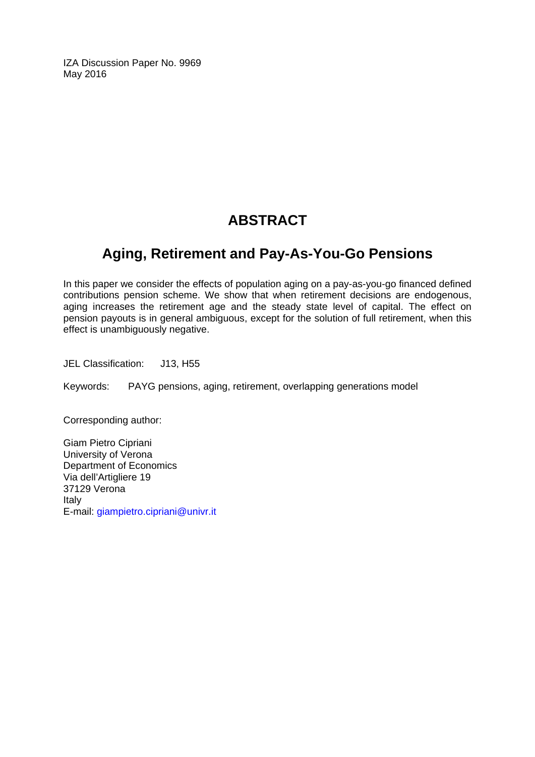IZA Discussion Paper No. 9969
May 2016

# ABSTRACT

## Aging, Retirement and Pay-As-You-Go Pensions

In this paper we consider the effects of population aging on a pay-as-you-go financed defined contributions pension scheme. We show that when retirement decisions are endogenous, aging increases the retirement age and the steady state level of capital. The effect on pension payouts is in general ambiguous, except for the solution of full retirement, when this effect is unambiguously negative.

JEL Classification: J13, H55

Keywords: PAYG pensions, aging, retirement, overlapping generations model

Corresponding author:

Giam Pietro Cipriani
University of Verona
Department of Economics
Via dell'Artigliere 19
37129 Verona
Italy
E-mail: giampietro.cipriani@univr.it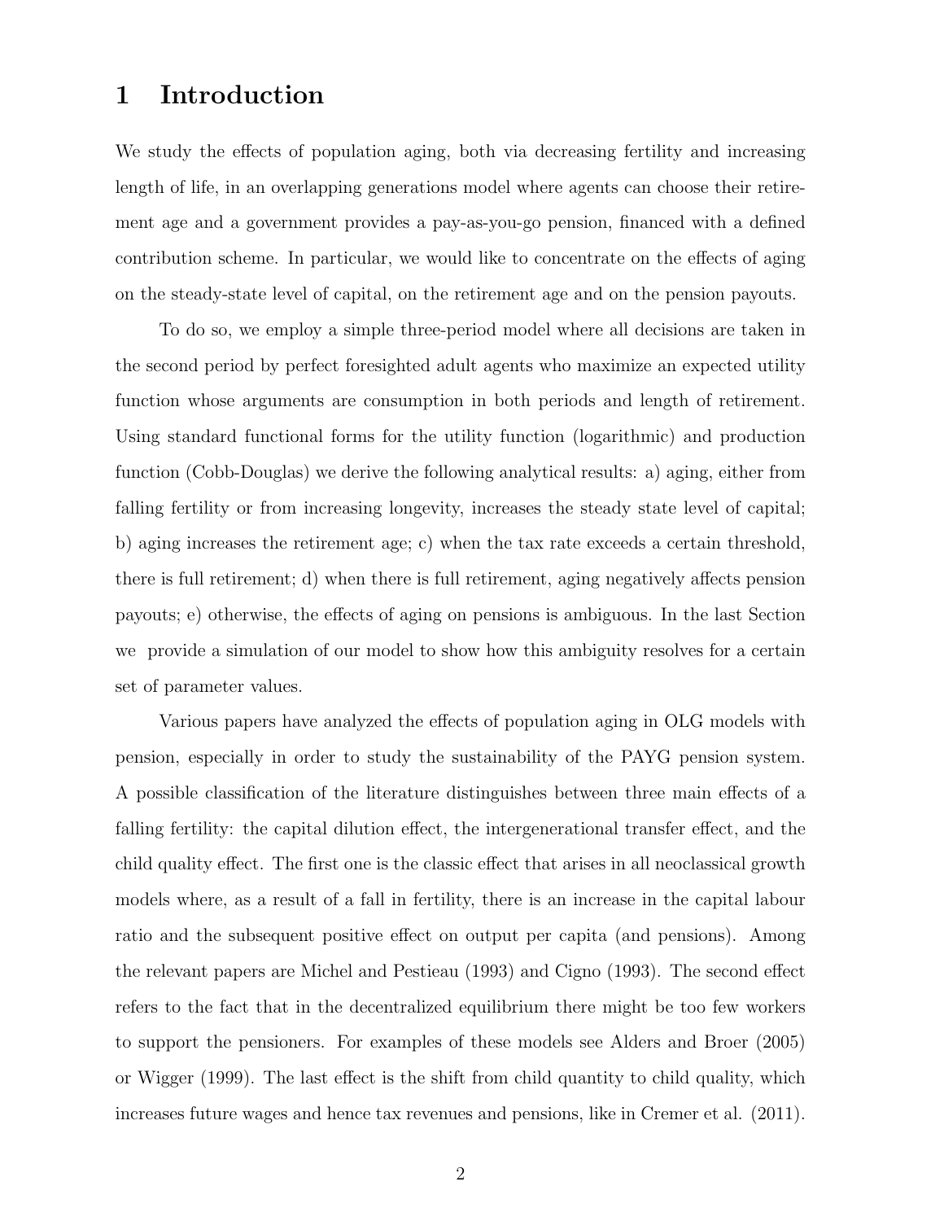# 1 Introduction

We study the effects of population aging, both via decreasing fertility and increasing length of life, in an overlapping generations model where agents can choose their retirement age and a government provides a pay-as-you-go pension, financed with a defined contribution scheme. In particular, we would like to concentrate on the effects of aging on the steady-state level of capital, on the retirement age and on the pension payouts.

To do so, we employ a simple three-period model where all decisions are taken in the second period by perfect foresighted adult agents who maximize an expected utility function whose arguments are consumption in both periods and length of retirement. Using standard functional forms for the utility function (logarithmic) and production function (Cobb-Douglas) we derive the following analytical results: a) aging, either from falling fertility or from increasing longevity, increases the steady state level of capital; b) aging increases the retirement age; c) when the tax rate exceeds a certain threshold, there is full retirement; d) when there is full retirement, aging negatively affects pension payouts; e) otherwise, the effects of aging on pensions is ambiguous. In the last Section we provide a simulation of our model to show how this ambiguity resolves for a certain set of parameter values.

Various papers have analyzed the effects of population aging in OLG models with pension, especially in order to study the sustainability of the PAYG pension system. A possible classification of the literature distinguishes between three main effects of a falling fertility: the capital dilution effect, the intergenerational transfer effect, and the child quality effect. The first one is the classic effect that arises in all neoclassical growth models where, as a result of a fall in fertility, there is an increase in the capital labour ratio and the subsequent positive effect on output per capita (and pensions). Among the relevant papers are Michel and Pestieau (1993) and Cigno (1993). The second effect refers to the fact that in the decentralized equilibrium there might be too few workers to support the pensioners. For examples of these models see Alders and Broer (2005) or Wigger (1999). The last effect is the shift from child quantity to child quality, which increases future wages and hence tax revenues and pensions, like in Cremer et al. (2011).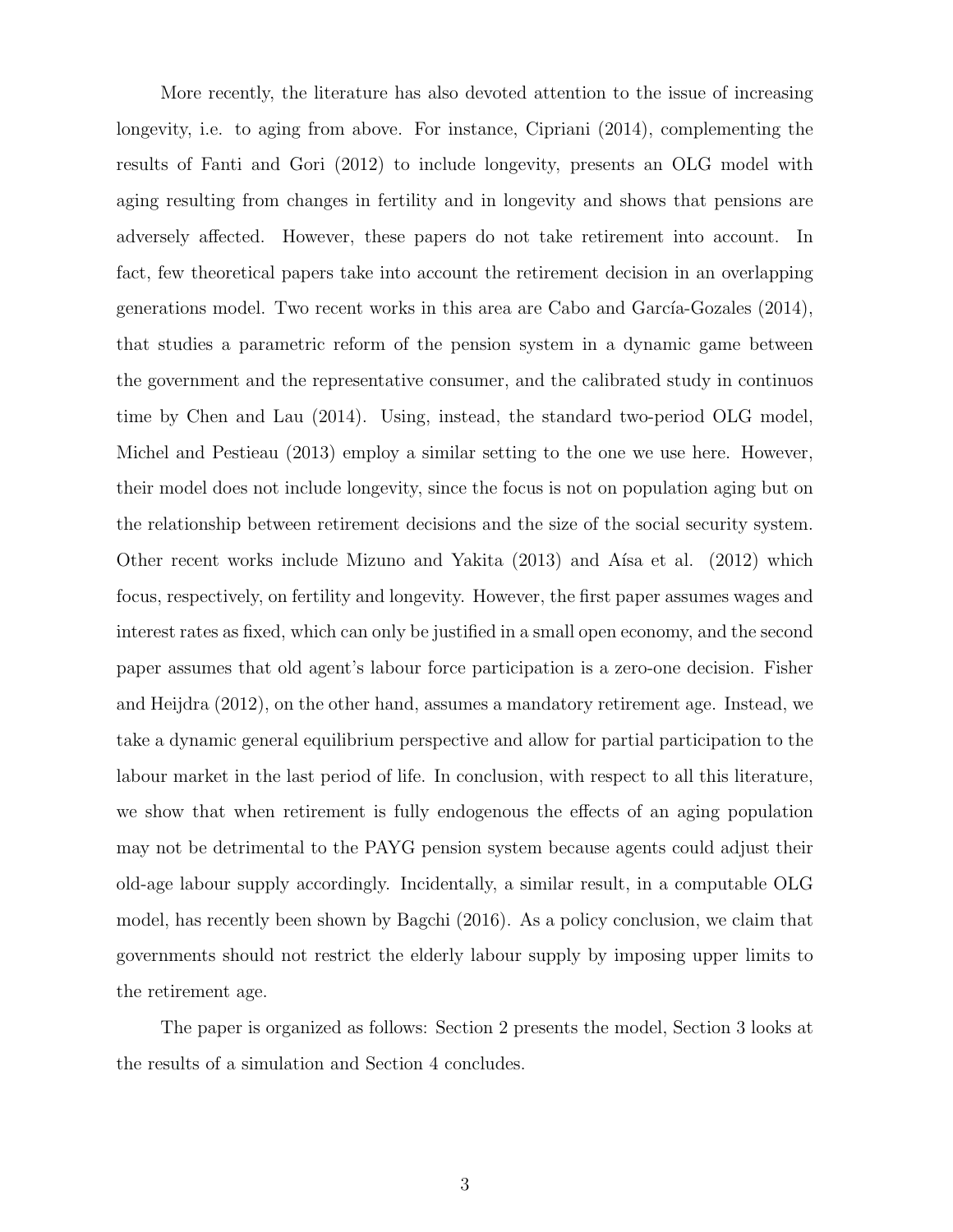More recently, the literature has also devoted attention to the issue of increasing longevity, i.e. to aging from above. For instance, Cipriani (2014), complementing the results of Fanti and Gori (2012) to include longevity, presents an OLG model with aging resulting from changes in fertility and in longevity and shows that pensions are adversely affected. However, these papers do not take retirement into account. In fact, few theoretical papers take into account the retirement decision in an overlapping generations model. Two recent works in this area are Cabo and García-Gozales (2014), that studies a parametric reform of the pension system in a dynamic game between the government and the representative consumer, and the calibrated study in continuos time by Chen and Lau (2014). Using, instead, the standard two-period OLG model, Michel and Pestieau (2013) employ a similar setting to the one we use here. However, their model does not include longevity, since the focus is not on population aging but on the relationship between retirement decisions and the size of the social security system. Other recent works include Mizuno and Yakita (2013) and Aísa et al. (2012) which focus, respectively, on fertility and longevity. However, the first paper assumes wages and interest rates as fixed, which can only be justified in a small open economy, and the second paper assumes that old agent's labour force participation is a zero-one decision. Fisher and Heijdra (2012), on the other hand, assumes a mandatory retirement age. Instead, we take a dynamic general equilibrium perspective and allow for partial participation to the labour market in the last period of life. In conclusion, with respect to all this literature, we show that when retirement is fully endogenous the effects of an aging population may not be detrimental to the PAYG pension system because agents could adjust their old-age labour supply accordingly. Incidentally, a similar result, in a computable OLG model, has recently been shown by Bagchi (2016). As a policy conclusion, we claim that governments should not restrict the elderly labour supply by imposing upper limits to the retirement age.

The paper is organized as follows: Section 2 presents the model, Section 3 looks at the results of a simulation and Section 4 concludes.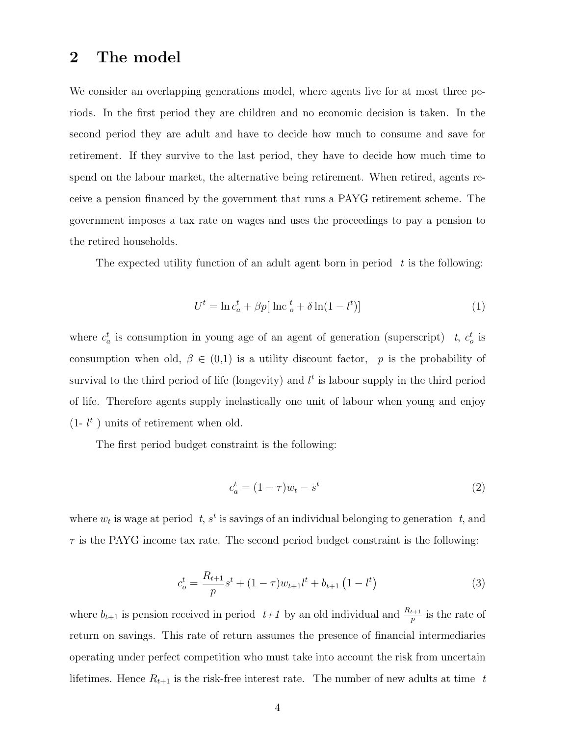## 2 The model

We consider an overlapping generations model, where agents live for at most three periods. In the first period they are children and no economic decision is taken. In the second period they are adult and have to decide how much to consume and save for retirement. If they survive to the last period, they have to decide how much time to spend on the labour market, the alternative being retirement. When retired, agents receive a pension financed by the government that runs a PAYG retirement scheme. The government imposes a tax rate on wages and uses the proceedings to pay a pension to the retired households.

The expected utility function of an adult agent born in period $t$ is the following:

$$U^t = \ln c_a^t + \beta p[\ln c_o^t + \delta \ln(1 - l^t)] \tag{1}$$

where $c_a^t$ is consumption in young age of an agent of generation (superscript) $t$, $c_o^t$ is consumption when old, $\beta \in (0,1)$ is a utility discount factor, $p$ is the probability of survival to the third period of life (longevity) and $l^t$ is labour supply in the third period of life. Therefore agents supply inelastically one unit of labour when young and enjoy (1- $l^t$ ) units of retirement when old.

The first period budget constraint is the following:

$$c_a^t = (1 - \tau)w_t - s^t \tag{2}$$

where $w_t$ is wage at period $t$, $s^t$ is savings of an individual belonging to generation $t$, and $\tau$ is the PAYG income tax rate. The second period budget constraint is the following:

$$c_o^t = \frac{R_{t+1}}{p} s^t + (1 - \tau)w_{t+1} l^t + b_{t+1}\left(1 - l^t\right) \tag{3}$$

where $b_{t+1}$ is pension received in period $t+1$ by an old individual and $\frac{R_{t+1}}{p}$ is the rate of return on savings. This rate of return assumes the presence of financial intermediaries operating under perfect competition who must take into account the risk from uncertain lifetimes. Hence $R_{t+1}$ is the risk-free interest rate. The number of new adults at time $t$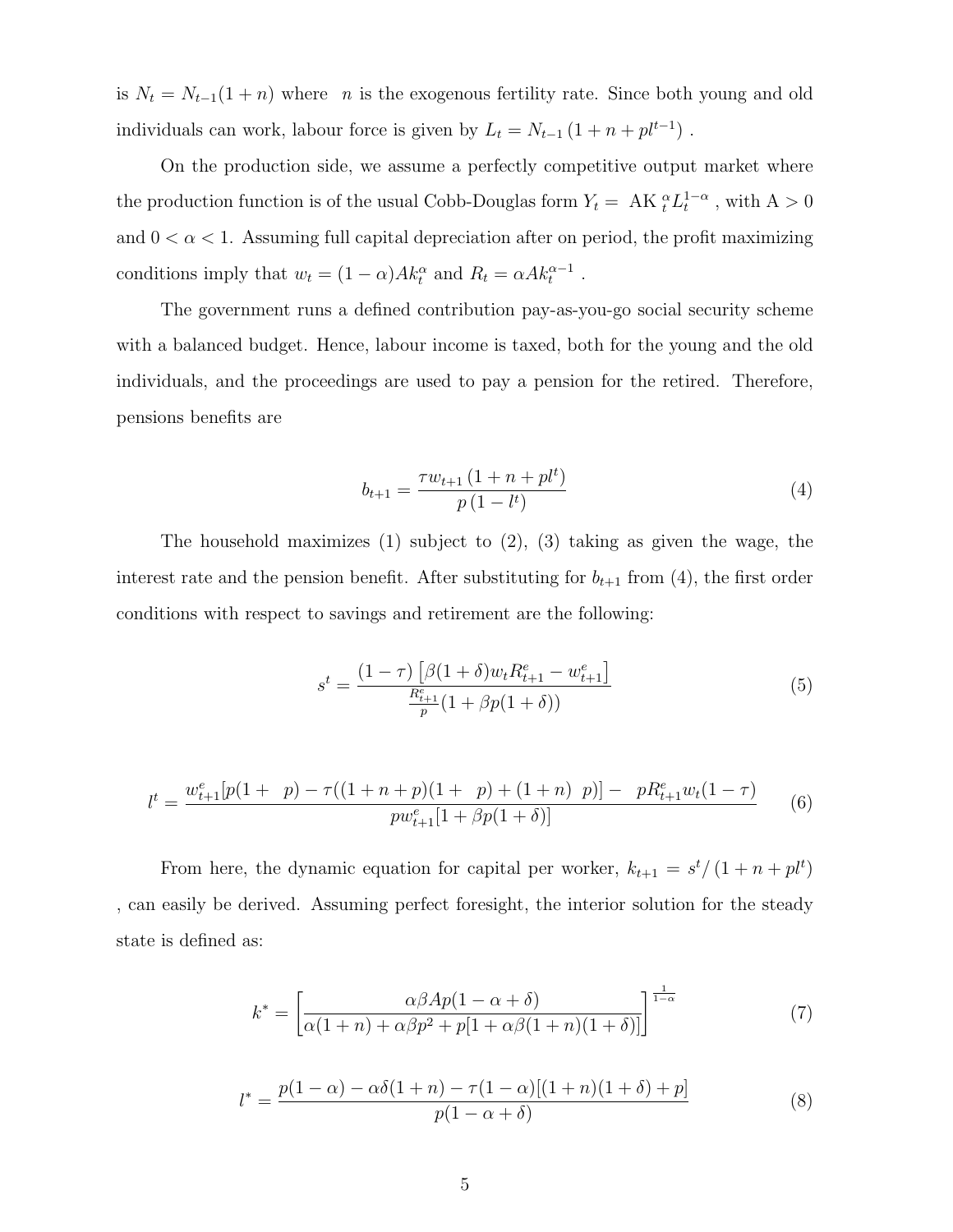is $N_t = N_{t-1}(1+n)$ where $n$ is the exogenous fertility rate. Since both young and old individuals can work, labour force is given by $L_t = N_{t-1}\left(1+n+pl^{t-1}\right)$ .

On the production side, we assume a perfectly competitive output market where the production function is of the usual Cobb-Douglas form $Y_t = AK_t^{\alpha} L_t^{1-\alpha}$ , with $A > 0$ and $0 < \alpha < 1$. Assuming full capital depreciation after on period, the profit maximizing conditions imply that $w_t = (1-\alpha)Ak_t^{\alpha}$ and $R_t = \alpha A k_t^{\alpha-1}$ .

The government runs a defined contribution pay-as-you-go social security scheme with a balanced budget. Hence, labour income is taxed, both for the young and the old individuals, and the proceedings are used to pay a pension for the retired. Therefore, pensions benefits are

$$b_{t+1} = \frac{\tau w_{t+1}\left(1+n+pl^t\right)}{p\left(1-l^t\right)} \tag{4}$$

The household maximizes (1) subject to (2), (3) taking as given the wage, the interest rate and the pension benefit. After substituting for $b_{t+1}$ from (4), the first order conditions with respect to savings and retirement are the following:

$$s^t = \frac{(1-\tau)\left[\beta(1+\delta)w_t R^e_{t+1} - w^e_{t+1}\right]}{\frac{R^e_{t+1}}{p}(1+\beta p(1+\delta))} \tag{5}$$

$$l^t = \frac{w^e_{t+1}[p(1+\ \ p) - \tau((1+n+p)(1+\ \ p) + (1+n)\ \ p)] -\ \ pR^e_{t+1}w_t(1-\tau)}{pw^e_{t+1}[1+\beta p(1+\delta)]} \tag{6}$$

From here, the dynamic equation for capital per worker, $k_{t+1} = s^t/\left(1+n+pl^t\right)$ , can easily be derived. Assuming perfect foresight, the interior solution for the steady state is defined as:

$$k^* = \left[\frac{\alpha\beta A p(1-\alpha+\delta)}{\alpha(1+n) + \alpha\beta p^2 + p[1+\alpha\beta(1+n)(1+\delta)]}\right]^{\frac{1}{1-\alpha}} \tag{7}$$

$$l^* = \frac{p(1-\alpha) - \alpha\delta(1+n) - \tau(1-\alpha)[(1+n)(1+\delta)+p]}{p(1-\alpha+\delta)} \tag{8}$$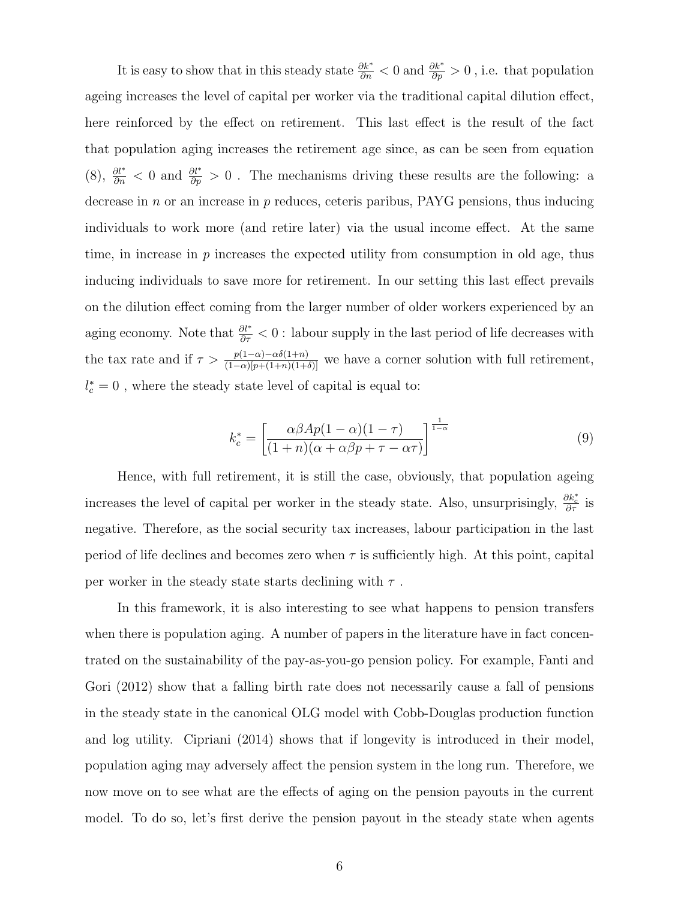It is easy to show that in this steady state $\frac{\partial k^*}{\partial n} < 0$ and $\frac{\partial k^*}{\partial p} > 0$ , i.e. that population ageing increases the level of capital per worker via the traditional capital dilution effect, here reinforced by the effect on retirement. This last effect is the result of the fact that population aging increases the retirement age since, as can be seen from equation (8), $\frac{\partial l^*}{\partial n} < 0$ and $\frac{\partial l^*}{\partial p} > 0$ . The mechanisms driving these results are the following: a decrease in $n$ or an increase in $p$ reduces, ceteris paribus, PAYG pensions, thus inducing individuals to work more (and retire later) via the usual income effect. At the same time, in increase in $p$ increases the expected utility from consumption in old age, thus inducing individuals to save more for retirement. In our setting this last effect prevails on the dilution effect coming from the larger number of older workers experienced by an aging economy. Note that $\frac{\partial l^*}{\partial \tau} < 0$ : labour supply in the last period of life decreases with the tax rate and if $\tau > \frac{p(1-\alpha)-\alpha\delta(1+n)}{(1-\alpha)[p+(1+n)(1+\delta)]}$ we have a corner solution with full retirement, $l_c^* = 0$ , where the steady state level of capital is equal to:

$$k_c^* = \left[\frac{\alpha\beta A p(1-\alpha)(1-\tau)}{(1+n)(\alpha+\alpha\beta p+\tau-\alpha\tau)}\right]^{\frac{1}{1-\alpha}} \tag{9}$$

Hence, with full retirement, it is still the case, obviously, that population ageing increases the level of capital per worker in the steady state. Also, unsurprisingly, $\frac{\partial k_c^*}{\partial \tau}$ is negative. Therefore, as the social security tax increases, labour participation in the last period of life declines and becomes zero when $\tau$ is sufficiently high. At this point, capital per worker in the steady state starts declining with $\tau$ .

In this framework, it is also interesting to see what happens to pension transfers when there is population aging. A number of papers in the literature have in fact concentrated on the sustainability of the pay-as-you-go pension policy. For example, Fanti and Gori (2012) show that a falling birth rate does not necessarily cause a fall of pensions in the steady state in the canonical OLG model with Cobb-Douglas production function and log utility. Cipriani (2014) shows that if longevity is introduced in their model, population aging may adversely affect the pension system in the long run. Therefore, we now move on to see what are the effects of aging on the pension payouts in the current model. To do so, let's first derive the pension payout in the steady state when agents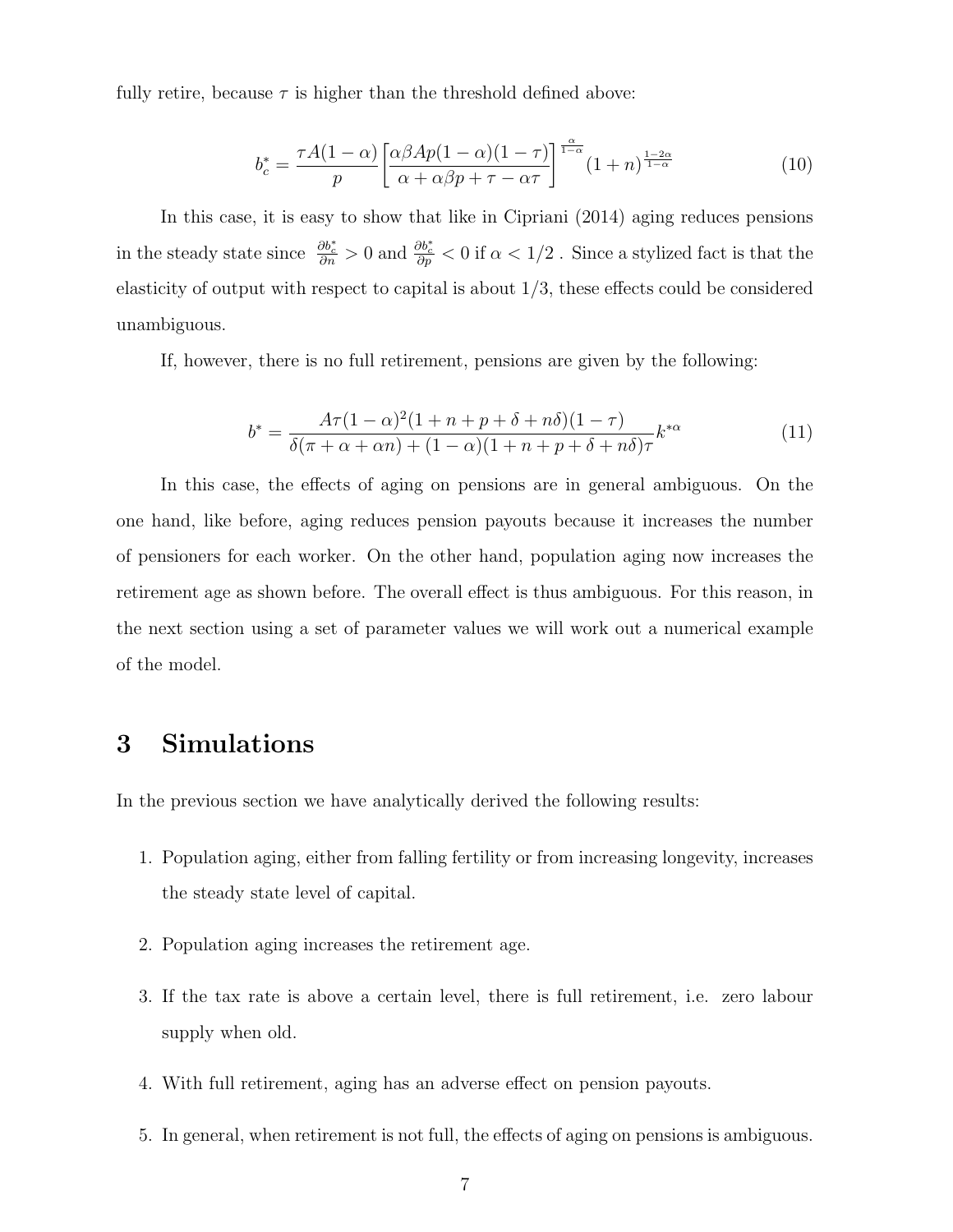fully retire, because $\tau$ is higher than the threshold defined above:

$$b_c^* = \frac{\tau A(1-\alpha)}{p}\left[\frac{\alpha\beta Ap(1-\alpha)(1-\tau)}{\alpha+\alpha\beta p+\tau-\alpha\tau}\right]^{\frac{\alpha}{1-\alpha}}(1+n)^{\frac{1-2\alpha}{1-\alpha}} \tag{10}$$

In this case, it is easy to show that like in Cipriani (2014) aging reduces pensions in the steady state since $\frac{\partial b_c^*}{\partial n} > 0$ and $\frac{\partial b_c^*}{\partial p} < 0$ if $\alpha < 1/2$ . Since a stylized fact is that the elasticity of output with respect to capital is about 1/3, these effects could be considered unambiguous.

If, however, there is no full retirement, pensions are given by the following:

$$b^* = \frac{A\tau(1-\alpha)^2(1+n+p+\delta+n\delta)(1-\tau)}{\delta(\pi+\alpha+\alpha n)+(1-\alpha)(1+n+p+\delta+n\delta)\tau}k^{*\alpha} \tag{11}$$

In this case, the effects of aging on pensions are in general ambiguous. On the one hand, like before, aging reduces pension payouts because it increases the number of pensioners for each worker. On the other hand, population aging now increases the retirement age as shown before. The overall effect is thus ambiguous. For this reason, in the next section using a set of parameter values we will work out a numerical example of the model.

# 3 Simulations

In the previous section we have analytically derived the following results:

1. Population aging, either from falling fertility or from increasing longevity, increases the steady state level of capital.
2. Population aging increases the retirement age.
3. If the tax rate is above a certain level, there is full retirement, i.e. zero labour supply when old.
4. With full retirement, aging has an adverse effect on pension payouts.
5. In general, when retirement is not full, the effects of aging on pensions is ambiguous.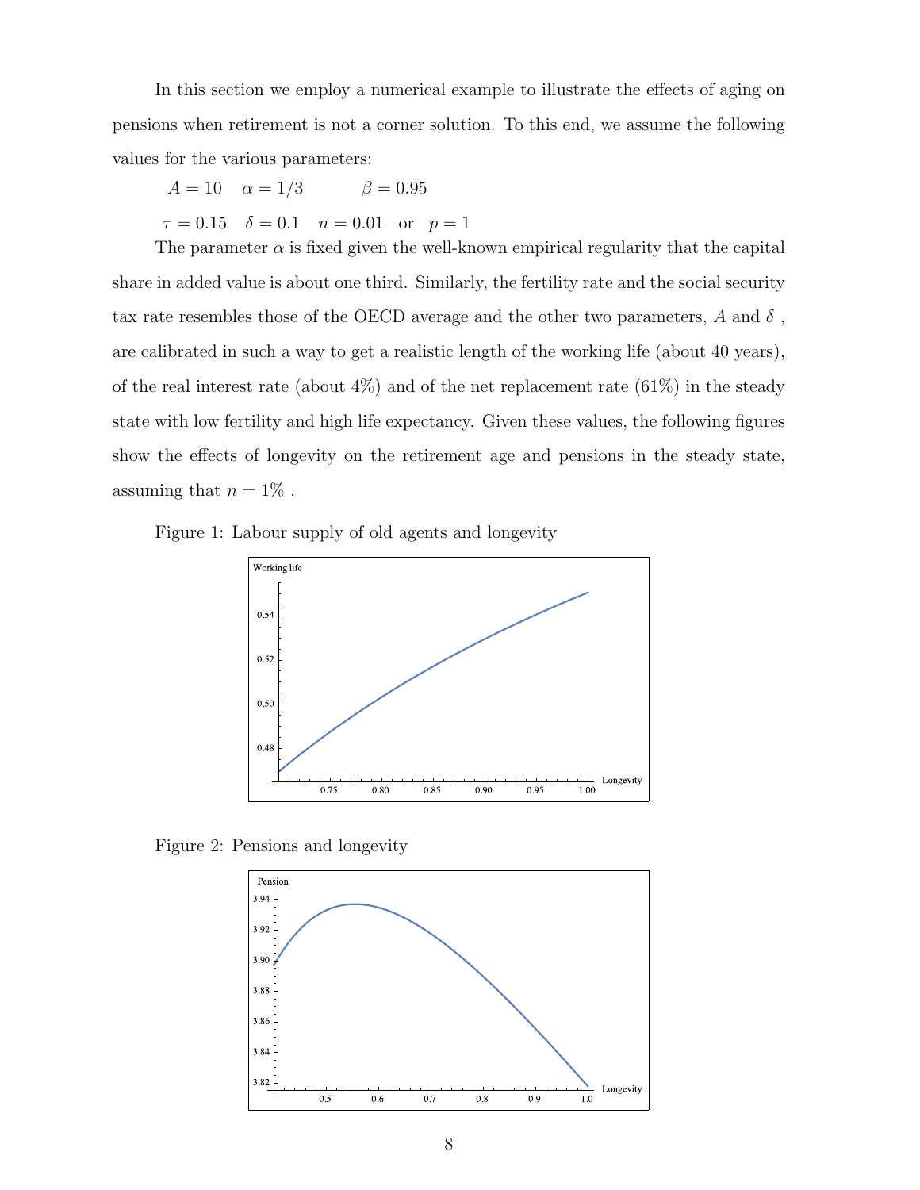In this section we employ a numerical example to illustrate the effects of aging on pensions when retirement is not a corner solution. To this end, we assume the following values for the various parameters:

$$A = 10 \quad \alpha = 1/3 \quad \beta = 0.95$$

$$\tau = 0.15 \quad \delta = 0.1 \quad n = 0.01 \quad \text{or} \quad p = 1$$

The parameter $\alpha$ is fixed given the well-known empirical regularity that the capital share in added value is about one third. Similarly, the fertility rate and the social security tax rate resembles those of the OECD average and the other two parameters, $A$ and $\delta$, are calibrated in such a way to get a realistic length of the working life (about 40 years), of the real interest rate (about 4%) and of the net replacement rate (61%) in the steady state with low fertility and high life expectancy. Given these values, the following figures show the effects of longevity on the retirement age and pensions in the steady state, assuming that $n = 1\%$.

Figure 1: Labour supply of old agents and longevity

Figure 2: Pensions and longevity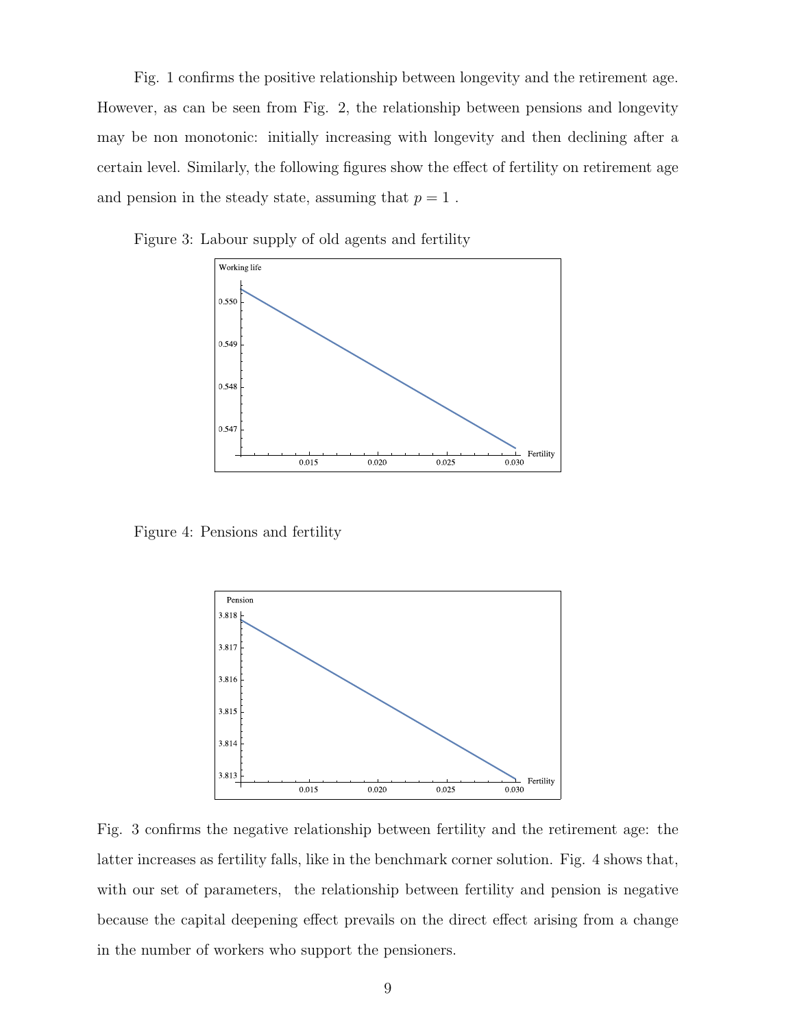Fig. 1 confirms the positive relationship between longevity and the retirement age. However, as can be seen from Fig. 2, the relationship between pensions and longevity may be non monotonic: initially increasing with longevity and then declining after a certain level. Similarly, the following figures show the effect of fertility on retirement age and pension in the steady state, assuming that $p = 1$ .

Figure 3: Labour supply of old agents and fertility

Figure 4: Pensions and fertility

Fig. 3 confirms the negative relationship between fertility and the retirement age: the latter increases as fertility falls, like in the benchmark corner solution. Fig. 4 shows that, with our set of parameters, the relationship between fertility and pension is negative because the capital deepening effect prevails on the direct effect arising from a change in the number of workers who support the pensioners.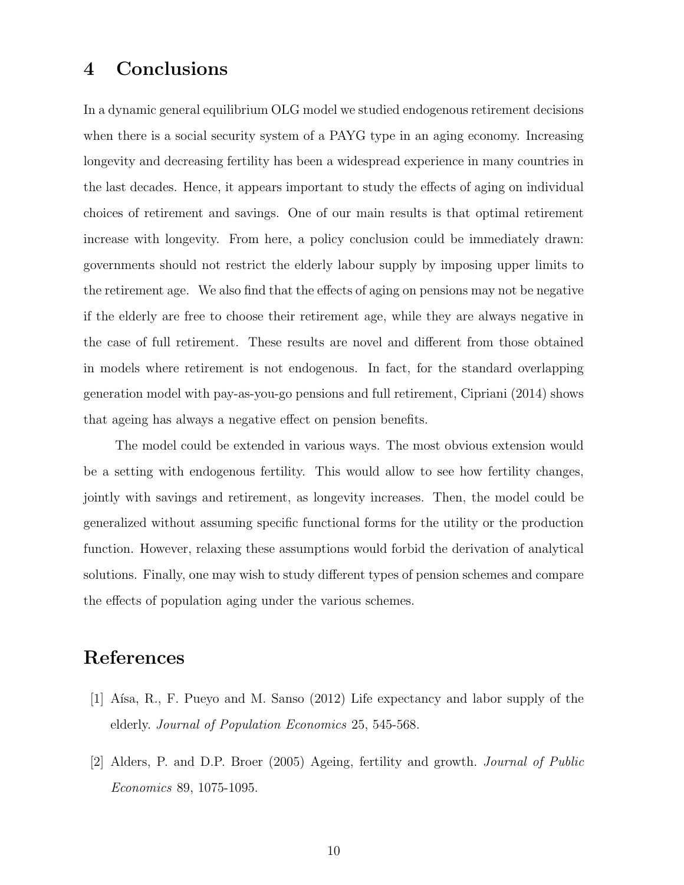## 4 Conclusions

In a dynamic general equilibrium OLG model we studied endogenous retirement decisions when there is a social security system of a PAYG type in an aging economy. Increasing longevity and decreasing fertility has been a widespread experience in many countries in the last decades. Hence, it appears important to study the effects of aging on individual choices of retirement and savings. One of our main results is that optimal retirement increase with longevity. From here, a policy conclusion could be immediately drawn: governments should not restrict the elderly labour supply by imposing upper limits to the retirement age. We also find that the effects of aging on pensions may not be negative if the elderly are free to choose their retirement age, while they are always negative in the case of full retirement. These results are novel and different from those obtained in models where retirement is not endogenous. In fact, for the standard overlapping generation model with pay-as-you-go pensions and full retirement, Cipriani (2014) shows that ageing has always a negative effect on pension benefits.

The model could be extended in various ways. The most obvious extension would be a setting with endogenous fertility. This would allow to see how fertility changes, jointly with savings and retirement, as longevity increases. Then, the model could be generalized without assuming specific functional forms for the utility or the production function. However, relaxing these assumptions would forbid the derivation of analytical solutions. Finally, one may wish to study different types of pension schemes and compare the effects of population aging under the various schemes.

## References

[1] Aísa, R., F. Pueyo and M. Sanso (2012) Life expectancy and labor supply of the elderly. *Journal of Population Economics* 25, 545-568.

[2] Alders, P. and D.P. Broer (2005) Ageing, fertility and growth. *Journal of Public Economics* 89, 1075-1095.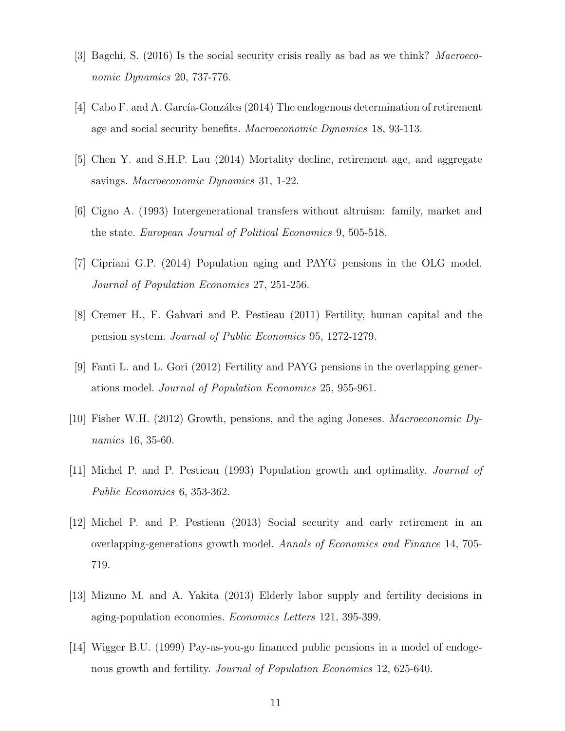[3] Bagchi, S. (2016) Is the social security crisis really as bad as we think? *Macroeconomic Dynamics* 20, 737-776.

[4] Cabo F. and A. García-Gonzáles (2014) The endogenous determination of retirement age and social security benefits. *Macroeconomic Dynamics* 18, 93-113.

[5] Chen Y. and S.H.P. Lau (2014) Mortality decline, retirement age, and aggregate savings. *Macroeconomic Dynamics* 31, 1-22.

[6] Cigno A. (1993) Intergenerational transfers without altruism: family, market and the state. *European Journal of Political Economics* 9, 505-518.

[7] Cipriani G.P. (2014) Population aging and PAYG pensions in the OLG model. *Journal of Population Economics* 27, 251-256.

[8] Cremer H., F. Gahvari and P. Pestieau (2011) Fertility, human capital and the pension system. *Journal of Public Economics* 95, 1272-1279.

[9] Fanti L. and L. Gori (2012) Fertility and PAYG pensions in the overlapping generations model. *Journal of Population Economics* 25, 955-961.

[10] Fisher W.H. (2012) Growth, pensions, and the aging Joneses. *Macroeconomic Dynamics* 16, 35-60.

[11] Michel P. and P. Pestieau (1993) Population growth and optimality. *Journal of Public Economics* 6, 353-362.

[12] Michel P. and P. Pestieau (2013) Social security and early retirement in an overlapping-generations growth model. *Annals of Economics and Finance* 14, 705-719.

[13] Mizuno M. and A. Yakita (2013) Elderly labor supply and fertility decisions in aging-population economies. *Economics Letters* 121, 395-399.

[14] Wigger B.U. (1999) Pay-as-you-go financed public pensions in a model of endogenous growth and fertility. *Journal of Population Economics* 12, 625-640.